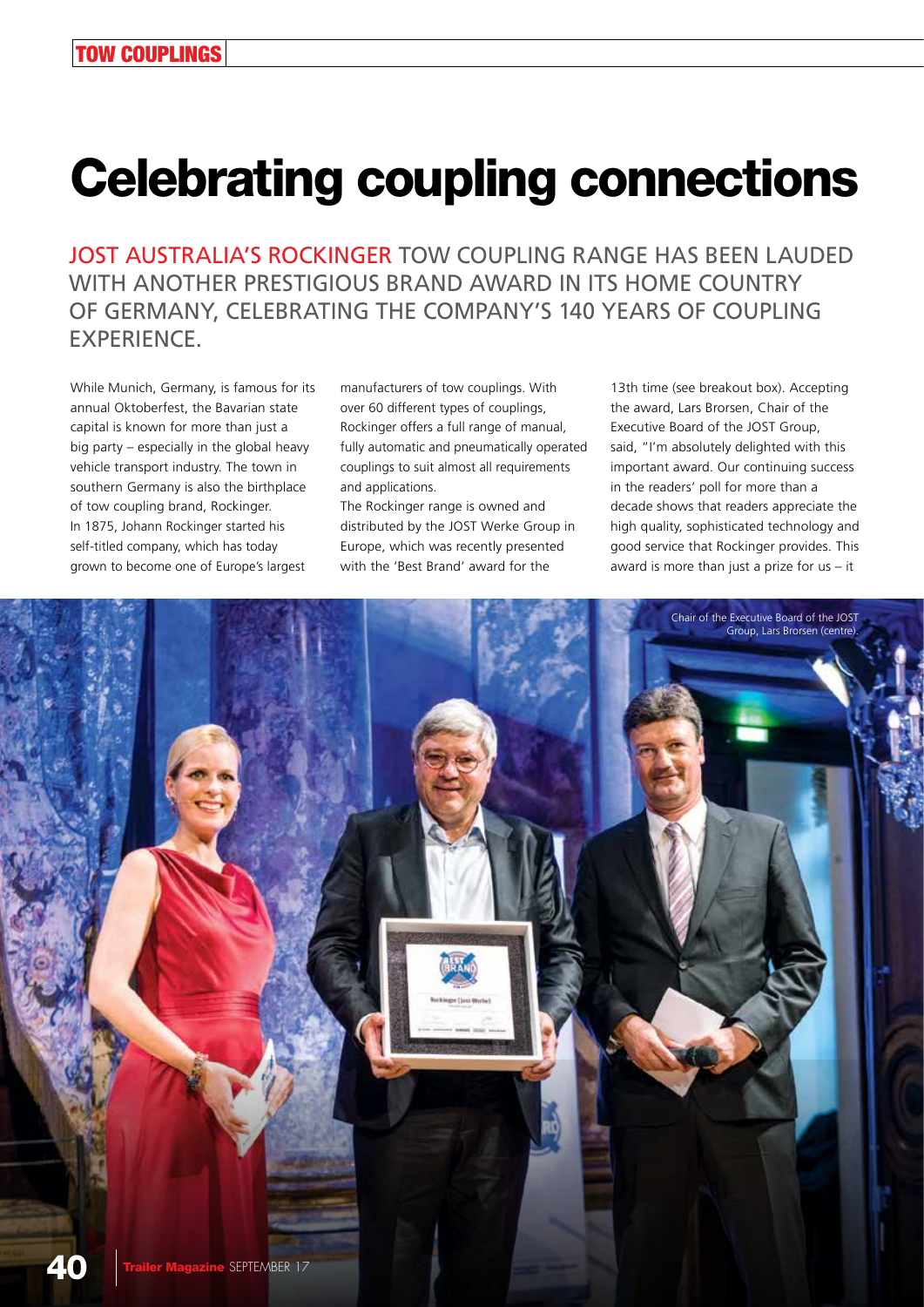# Celebrating coupling connections

JOST AUSTRALIA'S ROCKINGER TOW COUPLING RANGE HAS BEEN LAUDED WITH ANOTHER PRESTIGIOUS BRAND AWARD IN ITS HOME COUNTRY OF GERMANY, CELEBRATING THE COMPANY'S 140 YEARS OF COUPLING EXPERIENCE.

While Munich, Germany, is famous for its annual Oktoberfest, the Bavarian state capital is known for more than just a big party – especially in the global heavy vehicle transport industry. The town in southern Germany is also the birthplace of tow coupling brand, Rockinger. In 1875, Johann Rockinger started his self-titled company, which has today grown to become one of Europe's largest manufacturers of tow couplings. With over 60 different types of couplings, Rockinger offers a full range of manual, fully automatic and pneumatically operated couplings to suit almost all requirements and applications.

The Rockinger range is owned and distributed by the JOST Werke Group in Europe, which was recently presented with the 'Best Brand' award for the 13th time (see breakout box). Accepting the award, Lars Brorsen, Chair of the Executive Board of the JOST Group, said, "I'm absolutely delighted with this important award. Our continuing success in the readers' poll for more than a decade shows that readers appreciate the high quality, sophisticated technology and good service that Rockinger provides. This award is more than just a prize for us – it

Chair of the Executive Board of the JOST Group, Lars Brorsen (centre).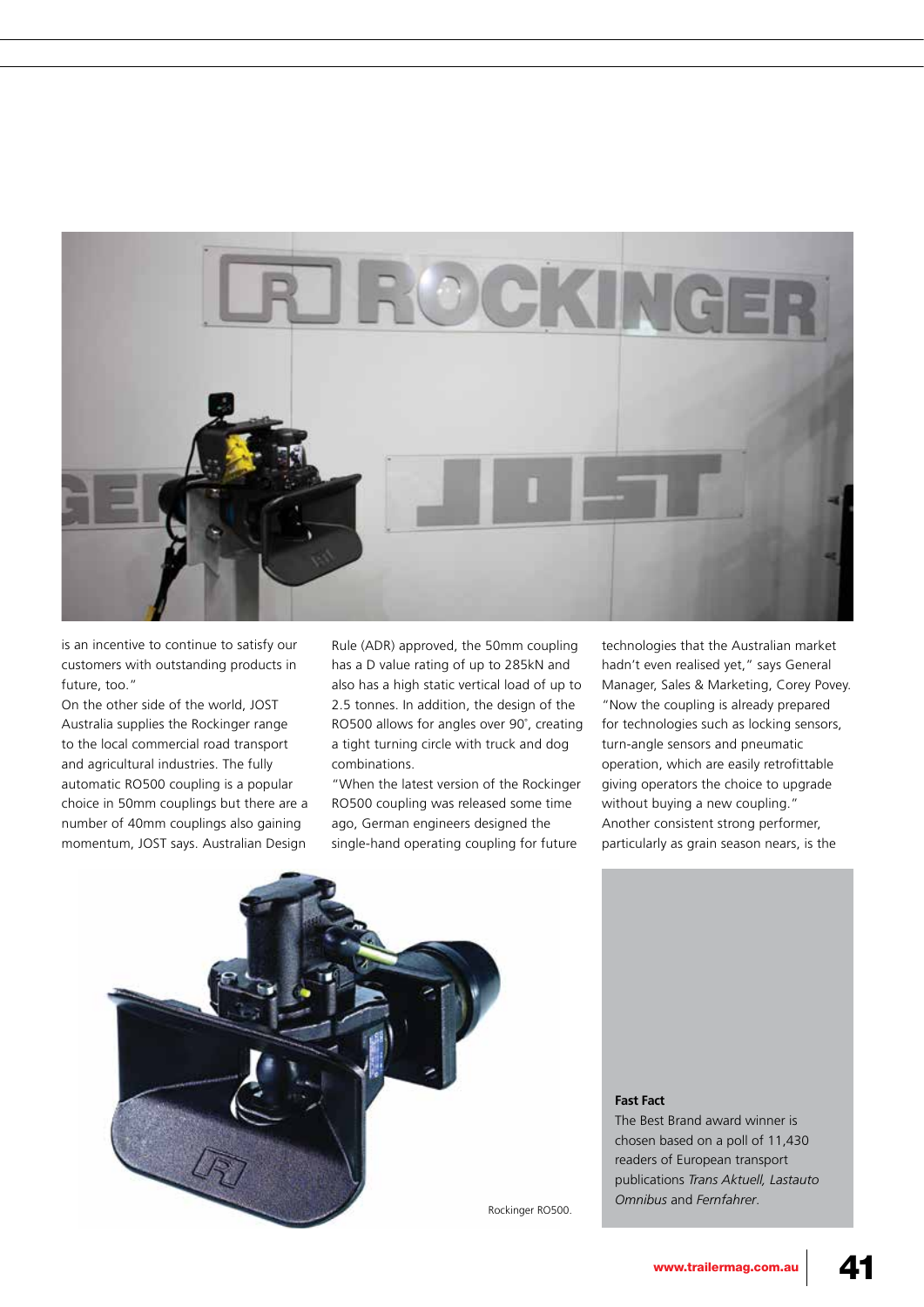is an incentive to continue to satisfy our customers with outstanding products in future, too."

On the other side of the world, JOST Australia supplies the Rockinger range to the local commercial road transport and agricultural industries. The fully automatic RO500 coupling is a popular choice in 50mm couplings but there are a number of 40mm couplings also gaining momentum, JOST says. Australian Design Rule (ADR) approved, the 50mm coupling has a D value rating of up to 285kN and also has a high static vertical load of up to 2.5 tonnes. In addition, the design of the RO500 allows for angles over 90˚, creating a tight turning circle with truck and dog combinations.

"When the latest version of the Rockinger RO500 coupling was released some time ago, German engineers designed the single-hand operating coupling for future technologies that the Australian market hadn't even realised yet," says General Manager, Sales & Marketing, Corey Povey. "Now the coupling is already prepared for technologies such as locking sensors, turn-angle sensors and pneumatic operation, which are easily retrofittable giving operators the choice to upgrade without buying a new coupling."

Another consistent strong performer, particularly as grain season nears, is the

Rockinger RO500.

**Fast Fact**

The Best Brand award winner is chosen based on a poll of 11,430 readers of European transport publications *Trans Aktuell, Lastauto Omnibus* and *Fernfahrer*.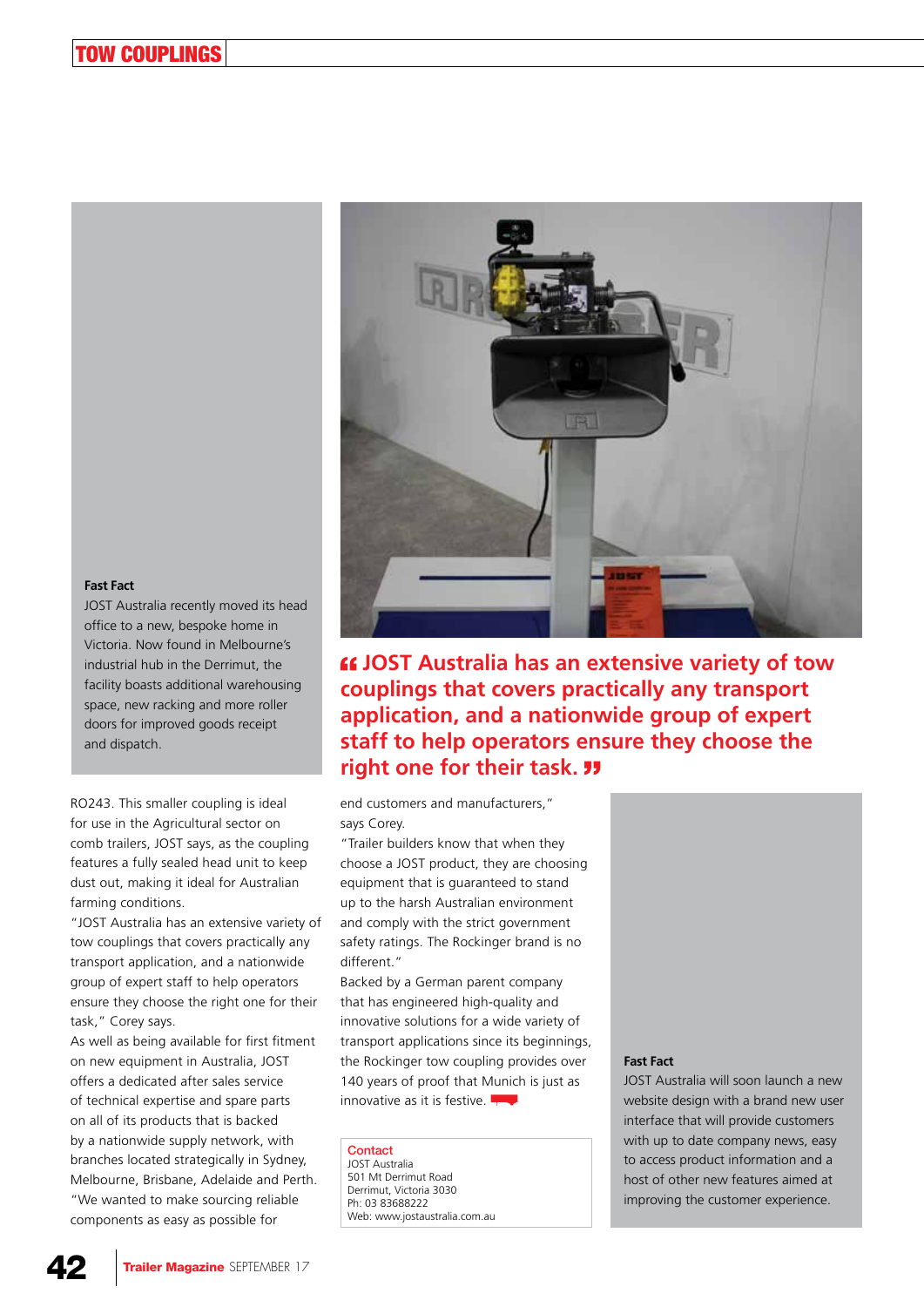**Fast Fact**

JOST Australia recently moved its head office to a new, bespoke home in Victoria. Now found in Melbourne's industrial hub in the Derrimut, the facility boasts additional warehousing space, new racking and more roller doors for improved goods receipt and dispatch.

## "JOST Australia has an extensive variety of tow couplings that covers practically any transport application, and a nationwide group of expert staff to help operators ensure they choose the right one for their task."

RO243. This smaller coupling is ideal for use in the Agricultural sector on comb trailers, JOST says, as the coupling features a fully sealed head unit to keep dust out, making it ideal for Australian farming conditions.

"JOST Australia has an extensive variety of tow couplings that covers practically any transport application, and a nationwide group of expert staff to help operators ensure they choose the right one for their task," Corey says.

As well as being available for first fitment on new equipment in Australia, JOST offers a dedicated after sales service of technical expertise and spare parts on all of its products that is backed by a nationwide supply network, with branches located strategically in Sydney, Melbourne, Brisbane, Adelaide and Perth.

"We wanted to make sourcing reliable components as easy as possible for end customers and manufacturers," says Corey.

"Trailer builders know that when they choose a JOST product, they are choosing equipment that is guaranteed to stand up to the harsh Australian environment and comply with the strict government safety ratings. The Rockinger brand is no different."

Backed by a German parent company that has engineered high-quality and innovative solutions for a wide variety of transport applications since its beginnings, the Rockinger tow coupling provides over 140 years of proof that Munich is just as innovative as it is festive.

**Contact**
JOST Australia
501 Mt Derrimut Road
Derrimut, Victoria 3030
Ph: 03 83688222
Web: www.jostaustralia.com.au

**Fast Fact**

JOST Australia will soon launch a new website design with a brand new user interface that will provide customers with up to date company news, easy to access product information and a host of other new features aimed at improving the customer experience.